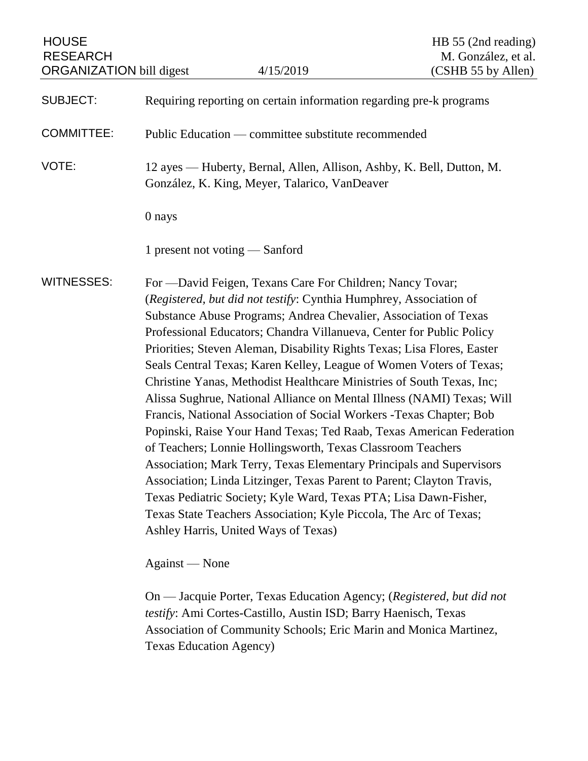HOUSE RESEARCH ORGANIZATION bill digest | 4/15/2019 | HB 55 (2nd reading) M. González, et al. (CSHB 55 by Allen)

SUBJECT: Requiring reporting on certain information regarding pre-k programs

COMMITTEE: Public Education — committee substitute recommended

VOTE: 12 ayes — Huberty, Bernal, Allen, Allison, Ashby, K. Bell, Dutton, M. González, K. King, Meyer, Talarico, VanDeaver

0 nays

1 present not voting — Sanford

WITNESSES: For —David Feigen, Texans Care For Children; Nancy Tovar; (*Registered, but did not testify*: Cynthia Humphrey, Association of Substance Abuse Programs; Andrea Chevalier, Association of Texas Professional Educators; Chandra Villanueva, Center for Public Policy Priorities; Steven Aleman, Disability Rights Texas; Lisa Flores, Easter Seals Central Texas; Karen Kelley, League of Women Voters of Texas; Christine Yanas, Methodist Healthcare Ministries of South Texas, Inc; Alissa Sughrue, National Alliance on Mental Illness (NAMI) Texas; Will Francis, National Association of Social Workers -Texas Chapter; Bob Popinski, Raise Your Hand Texas; Ted Raab, Texas American Federation of Teachers; Lonnie Hollingsworth, Texas Classroom Teachers Association; Mark Terry, Texas Elementary Principals and Supervisors Association; Linda Litzinger, Texas Parent to Parent; Clayton Travis, Texas Pediatric Society; Kyle Ward, Texas PTA; Lisa Dawn-Fisher, Texas State Teachers Association; Kyle Piccola, The Arc of Texas; Ashley Harris, United Ways of Texas)

Against — None

On — Jacquie Porter, Texas Education Agency; (*Registered, but did not testify*: Ami Cortes-Castillo, Austin ISD; Barry Haenisch, Texas Association of Community Schools; Eric Marin and Monica Martinez, Texas Education Agency)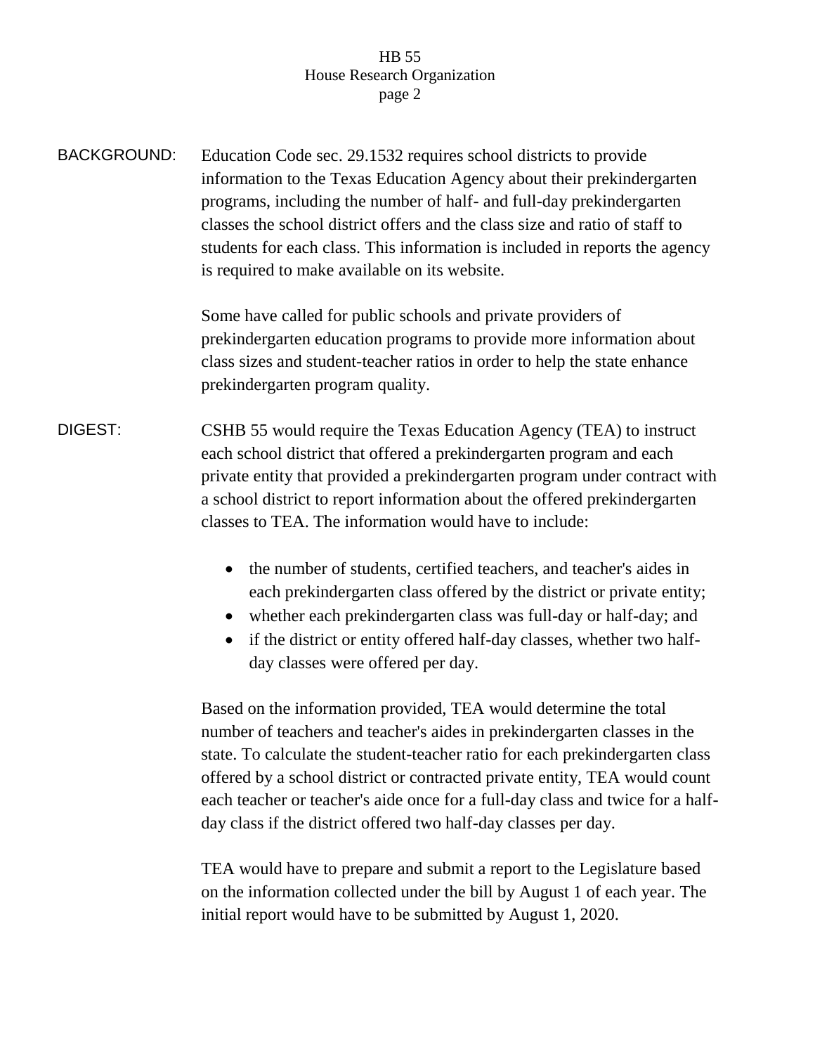**BACKGROUND:** Education Code sec. 29.1532 requires school districts to provide information to the Texas Education Agency about their prekindergarten programs, including the number of half- and full-day prekindergarten classes the school district offers and the class size and ratio of staff to students for each class. This information is included in reports the agency is required to make available on its website.

Some have called for public schools and private providers of prekindergarten education programs to provide more information about class sizes and student-teacher ratios in order to help the state enhance prekindergarten program quality.

**DIGEST:** CSHB 55 would require the Texas Education Agency (TEA) to instruct each school district that offered a prekindergarten program and each private entity that provided a prekindergarten program under contract with a school district to report information about the offered prekindergarten classes to TEA. The information would have to include:

- the number of students, certified teachers, and teacher's aides in each prekindergarten class offered by the district or private entity;
- whether each prekindergarten class was full-day or half-day; and
- if the district or entity offered half-day classes, whether two half-day classes were offered per day.

Based on the information provided, TEA would determine the total number of teachers and teacher's aides in prekindergarten classes in the state. To calculate the student-teacher ratio for each prekindergarten class offered by a school district or contracted private entity, TEA would count each teacher or teacher's aide once for a full-day class and twice for a half-day class if the district offered two half-day classes per day.

TEA would have to prepare and submit a report to the Legislature based on the information collected under the bill by August 1 of each year. The initial report would have to be submitted by August 1, 2020.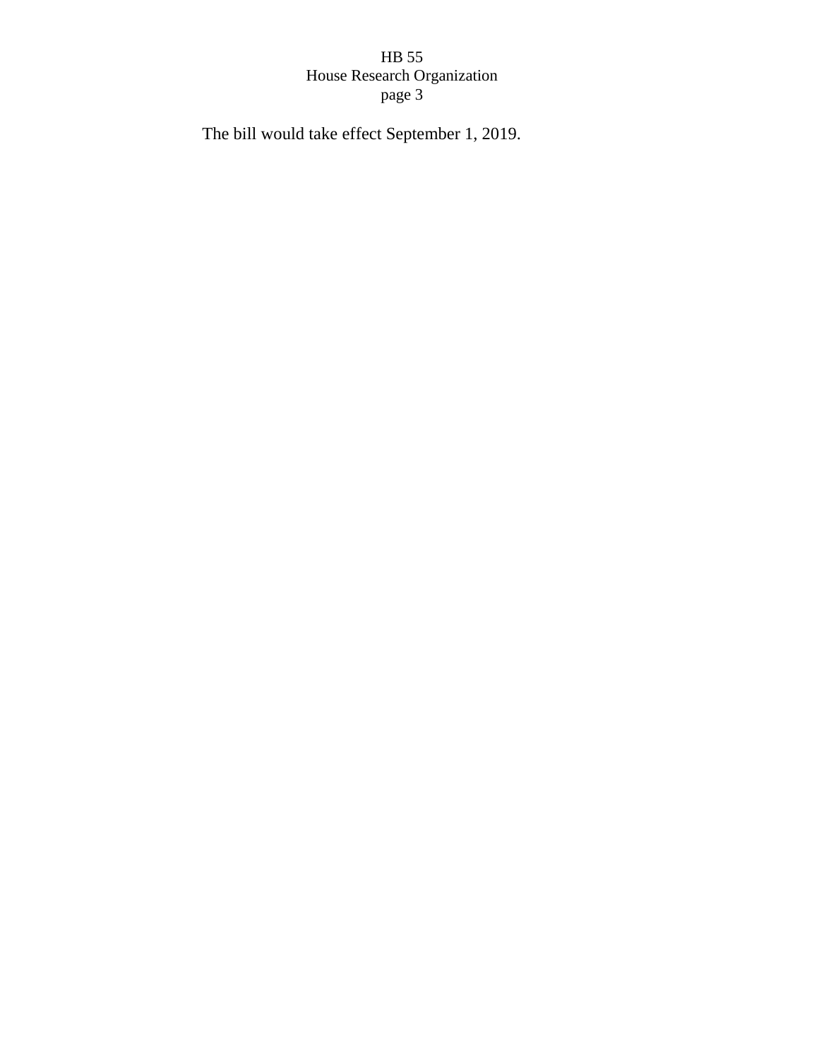The bill would take effect September 1, 2019.